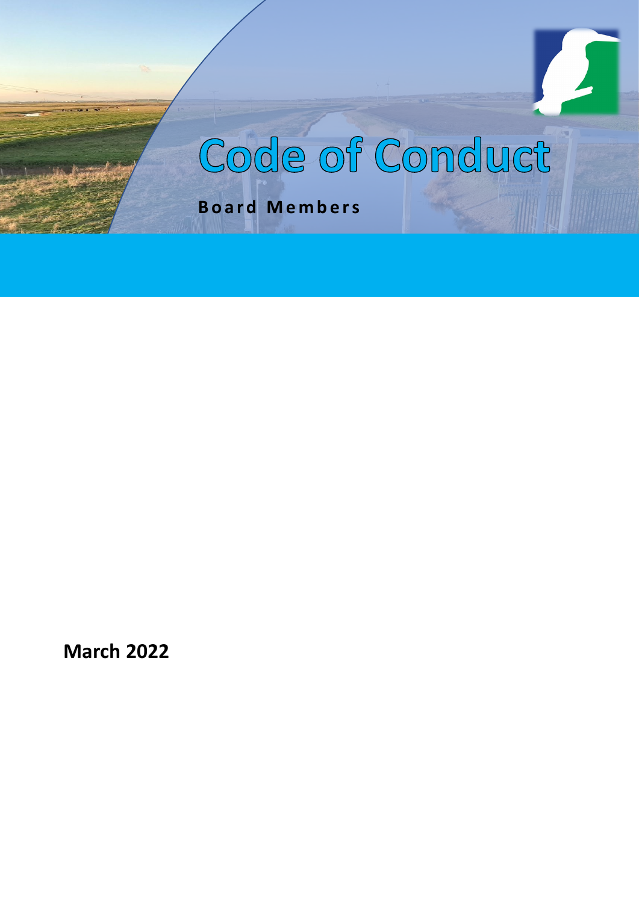# Code of Conduct

**Board Members**

**March 2022**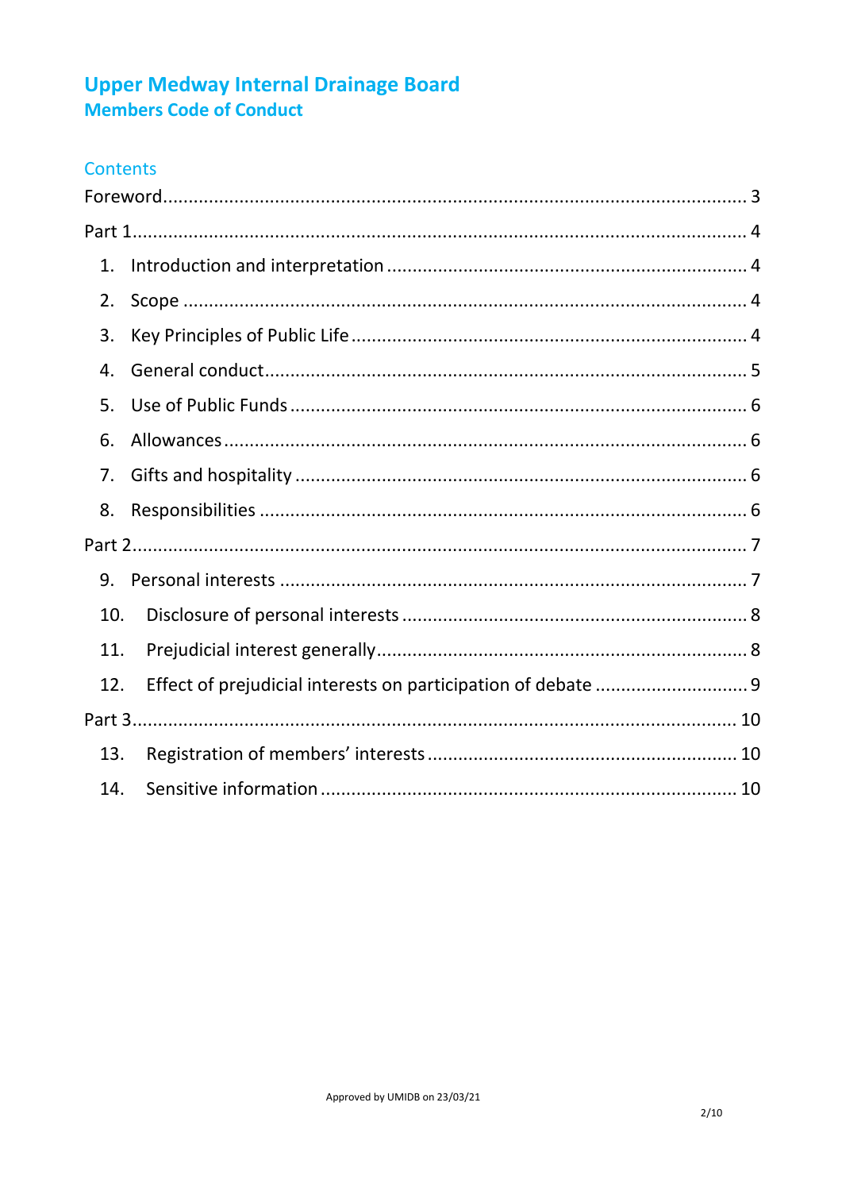# Upper Medway Internal Drainage Board

## Members Code of Conduct

### Contents

Foreword........................................................................................................ 3

Part 1............................................................................................................. 4

1. Introduction and interpretation ................................................................. 4
2. Scope ...................................................................................................... 4
3. Key Principles of Public Life ..................................................................... 4
4. General conduct....................................................................................... 5
5. Use of Public Funds .................................................................................. 6
6. Allowances............................................................................................... 6
7. Gifts and hospitality ................................................................................. 6
8. Responsibilities ........................................................................................ 6

Part 2............................................................................................................. 7

9. Personal interests ..................................................................................... 7
10. Disclosure of personal interests ............................................................... 8
11. Prejudicial interest generally.................................................................... 8
12. Effect of prejudicial interests on participation of debate ............................ 9

Part 3............................................................................................................. 10

13. Registration of members' interests .......................................................... 10
14. Sensitive information .............................................................................. 10

Approved by UMIDB on 23/03/21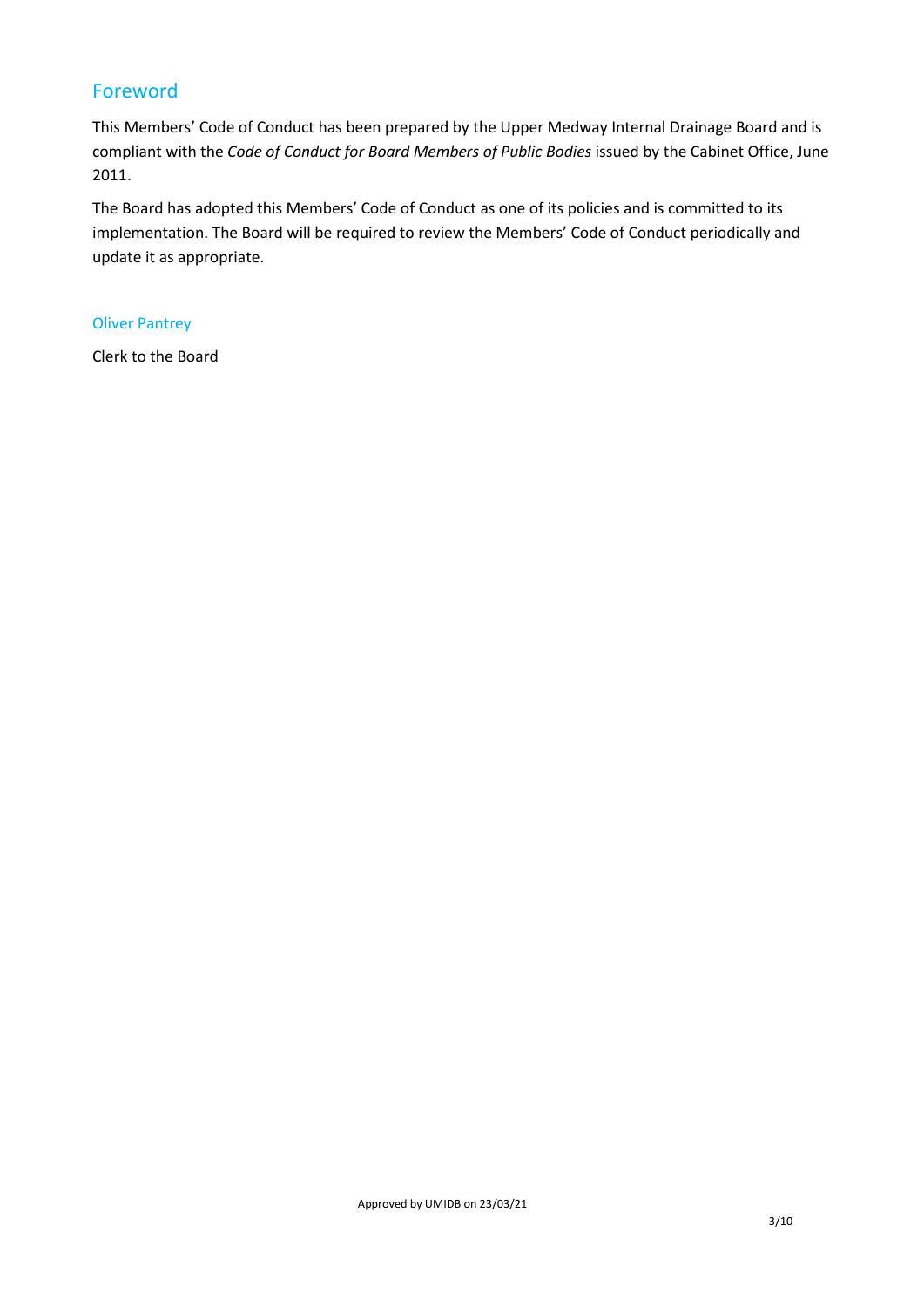## Foreword

This Members' Code of Conduct has been prepared by the Upper Medway Internal Drainage Board and is compliant with the *Code of Conduct for Board Members of Public Bodies* issued by the Cabinet Office, June 2011.

The Board has adopted this Members' Code of Conduct as one of its policies and is committed to its implementation. The Board will be required to review the Members' Code of Conduct periodically and update it as appropriate.

Oliver Pantrey

Clerk to the Board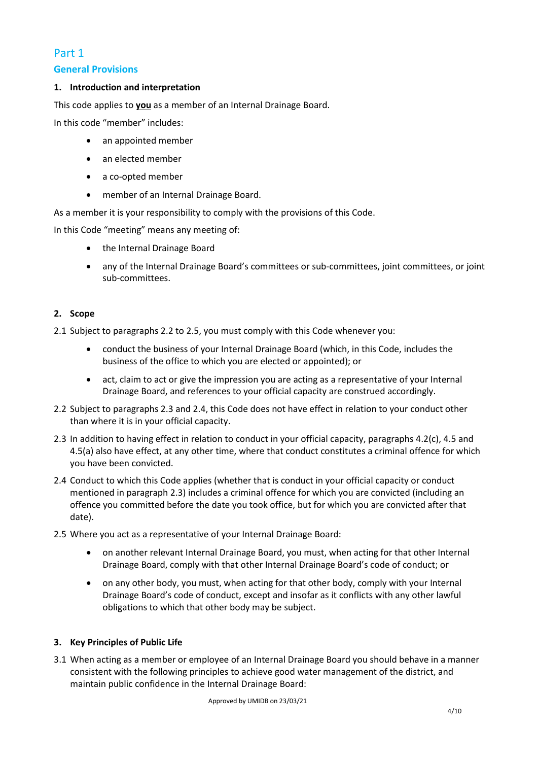# Part 1

## General Provisions

### 1. Introduction and interpretation

This code applies to **<u>you</u>** as a member of an Internal Drainage Board.

In this code "member" includes:

- an appointed member
- an elected member
- a co-opted member
- member of an Internal Drainage Board.

As a member it is your responsibility to comply with the provisions of this Code.

In this Code "meeting" means any meeting of:

- the Internal Drainage Board
- any of the Internal Drainage Board's committees or sub-committees, joint committees, or joint sub-committees.

### 2. Scope

2.1 Subject to paragraphs 2.2 to 2.5, you must comply with this Code whenever you:

- conduct the business of your Internal Drainage Board (which, in this Code, includes the business of the office to which you are elected or appointed); or
- act, claim to act or give the impression you are acting as a representative of your Internal Drainage Board, and references to your official capacity are construed accordingly.

2.2 Subject to paragraphs 2.3 and 2.4, this Code does not have effect in relation to your conduct other than where it is in your official capacity.

2.3 In addition to having effect in relation to conduct in your official capacity, paragraphs 4.2(c), 4.5 and 4.5(a) also have effect, at any other time, where that conduct constitutes a criminal offence for which you have been convicted.

2.4 Conduct to which this Code applies (whether that is conduct in your official capacity or conduct mentioned in paragraph 2.3) includes a criminal offence for which you are convicted (including an offence you committed before the date you took office, but for which you are convicted after that date).

2.5 Where you act as a representative of your Internal Drainage Board:

- on another relevant Internal Drainage Board, you must, when acting for that other Internal Drainage Board, comply with that other Internal Drainage Board's code of conduct; or
- on any other body, you must, when acting for that other body, comply with your Internal Drainage Board's code of conduct, except and insofar as it conflicts with any other lawful obligations to which that other body may be subject.

### 3. Key Principles of Public Life

3.1 When acting as a member or employee of an Internal Drainage Board you should behave in a manner consistent with the following principles to achieve good water management of the district, and maintain public confidence in the Internal Drainage Board:

Approved by UMIDB on 23/03/21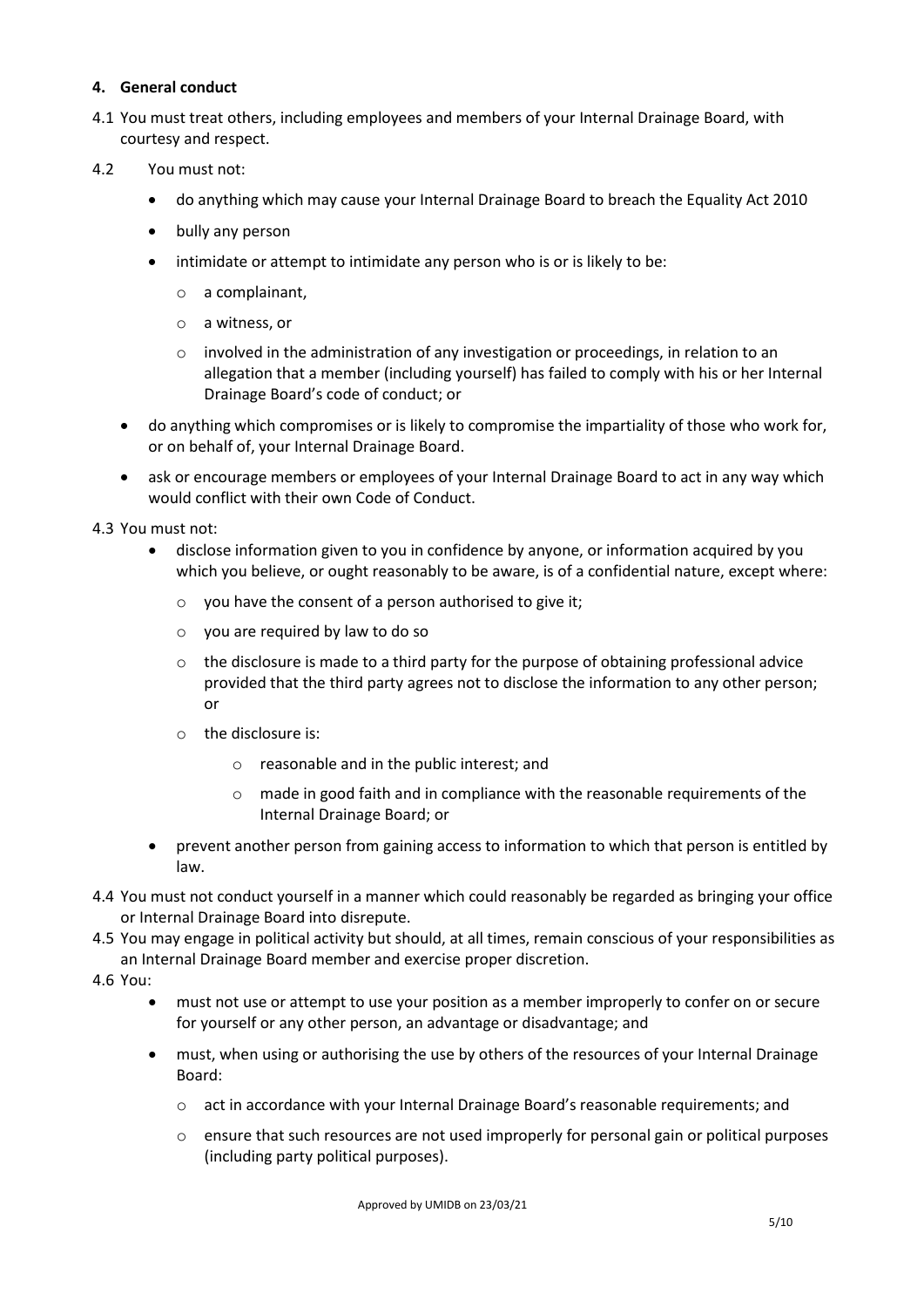## 4. General conduct

4.1 You must treat others, including employees and members of your Internal Drainage Board, with courtesy and respect.

4.2 You must not:

- do anything which may cause your Internal Drainage Board to breach the Equality Act 2010
- bully any person
- intimidate or attempt to intimidate any person who is or is likely to be:
  - a complainant,
  - a witness, or
  - involved in the administration of any investigation or proceedings, in relation to an allegation that a member (including yourself) has failed to comply with his or her Internal Drainage Board's code of conduct; or
- do anything which compromises or is likely to compromise the impartiality of those who work for, or on behalf of, your Internal Drainage Board.
- ask or encourage members or employees of your Internal Drainage Board to act in any way which would conflict with their own Code of Conduct.

4.3 You must not:

- disclose information given to you in confidence by anyone, or information acquired by you which you believe, or ought reasonably to be aware, is of a confidential nature, except where:
  - you have the consent of a person authorised to give it;
  - you are required by law to do so
  - the disclosure is made to a third party for the purpose of obtaining professional advice provided that the third party agrees not to disclose the information to any other person; or
  - the disclosure is:
    - reasonable and in the public interest; and
    - made in good faith and in compliance with the reasonable requirements of the Internal Drainage Board; or
- prevent another person from gaining access to information to which that person is entitled by law.

4.4 You must not conduct yourself in a manner which could reasonably be regarded as bringing your office or Internal Drainage Board into disrepute.

4.5 You may engage in political activity but should, at all times, remain conscious of your responsibilities as an Internal Drainage Board member and exercise proper discretion.

4.6 You:

- must not use or attempt to use your position as a member improperly to confer on or secure for yourself or any other person, an advantage or disadvantage; and
- must, when using or authorising the use by others of the resources of your Internal Drainage Board:
  - act in accordance with your Internal Drainage Board's reasonable requirements; and
  - ensure that such resources are not used improperly for personal gain or political purposes (including party political purposes).

Approved by UMIDB on 23/03/21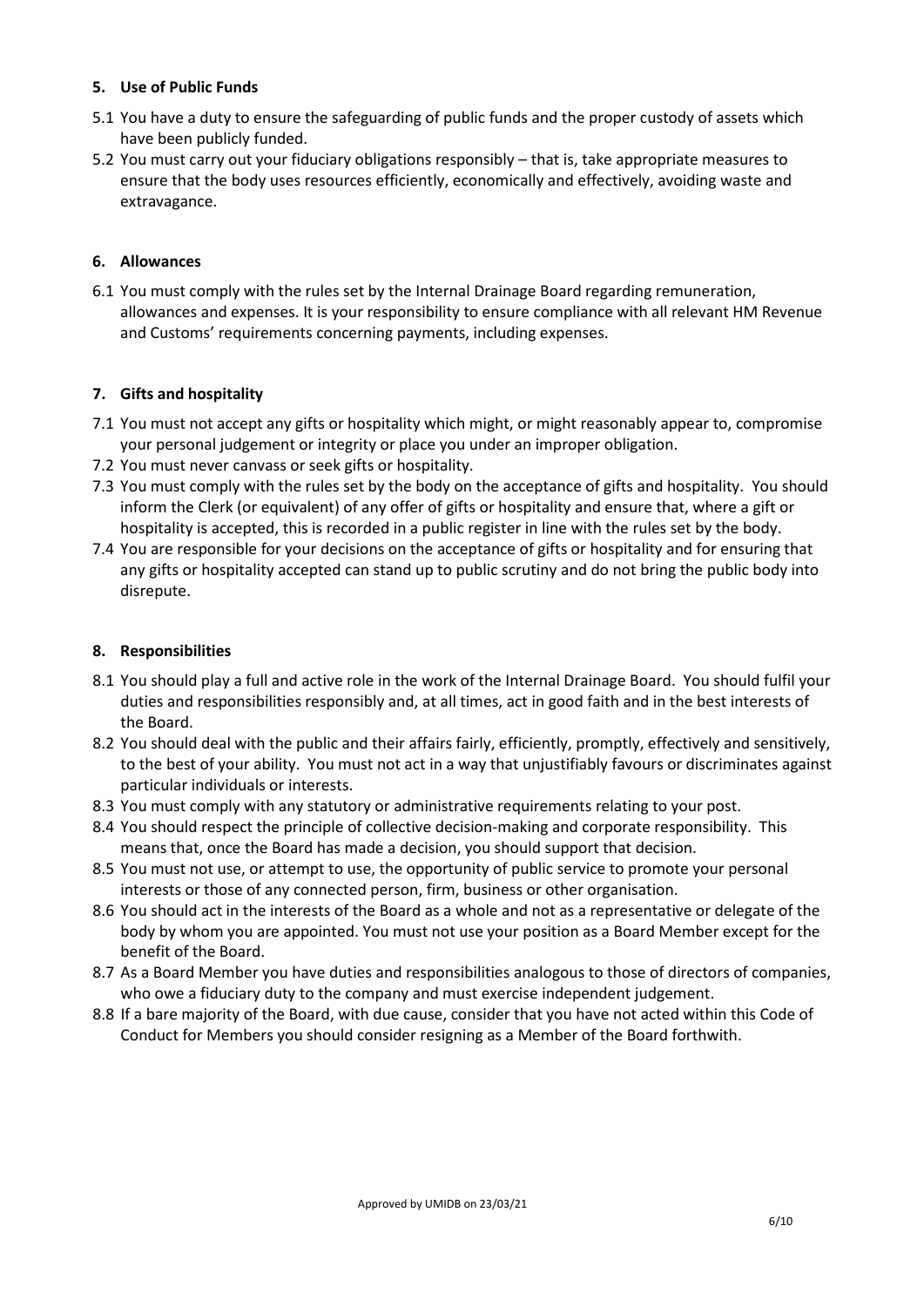## 5. Use of Public Funds

5.1 You have a duty to ensure the safeguarding of public funds and the proper custody of assets which have been publicly funded.

5.2 You must carry out your fiduciary obligations responsibly – that is, take appropriate measures to ensure that the body uses resources efficiently, economically and effectively, avoiding waste and extravagance.

## 6. Allowances

6.1 You must comply with the rules set by the Internal Drainage Board regarding remuneration, allowances and expenses. It is your responsibility to ensure compliance with all relevant HM Revenue and Customs' requirements concerning payments, including expenses.

## 7. Gifts and hospitality

7.1 You must not accept any gifts or hospitality which might, or might reasonably appear to, compromise your personal judgement or integrity or place you under an improper obligation.

7.2 You must never canvass or seek gifts or hospitality.

7.3 You must comply with the rules set by the body on the acceptance of gifts and hospitality. You should inform the Clerk (or equivalent) of any offer of gifts or hospitality and ensure that, where a gift or hospitality is accepted, this is recorded in a public register in line with the rules set by the body.

7.4 You are responsible for your decisions on the acceptance of gifts or hospitality and for ensuring that any gifts or hospitality accepted can stand up to public scrutiny and do not bring the public body into disrepute.

## 8. Responsibilities

8.1 You should play a full and active role in the work of the Internal Drainage Board. You should fulfil your duties and responsibilities responsibly and, at all times, act in good faith and in the best interests of the Board.

8.2 You should deal with the public and their affairs fairly, efficiently, promptly, effectively and sensitively, to the best of your ability. You must not act in a way that unjustifiably favours or discriminates against particular individuals or interests.

8.3 You must comply with any statutory or administrative requirements relating to your post.

8.4 You should respect the principle of collective decision-making and corporate responsibility. This means that, once the Board has made a decision, you should support that decision.

8.5 You must not use, or attempt to use, the opportunity of public service to promote your personal interests or those of any connected person, firm, business or other organisation.

8.6 You should act in the interests of the Board as a whole and not as a representative or delegate of the body by whom you are appointed. You must not use your position as a Board Member except for the benefit of the Board.

8.7 As a Board Member you have duties and responsibilities analogous to those of directors of companies, who owe a fiduciary duty to the company and must exercise independent judgement.

8.8 If a bare majority of the Board, with due cause, consider that you have not acted within this Code of Conduct for Members you should consider resigning as a Member of the Board forthwith.

Approved by UMIDB on 23/03/21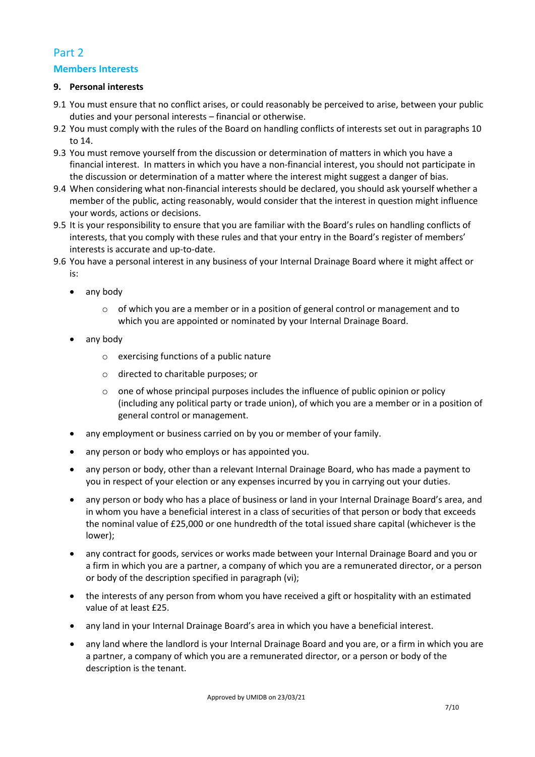# Part 2

## Members Interests

**9. Personal interests**

9.1 You must ensure that no conflict arises, or could reasonably be perceived to arise, between your public duties and your personal interests – financial or otherwise.

9.2 You must comply with the rules of the Board on handling conflicts of interests set out in paragraphs 10 to 14.

9.3 You must remove yourself from the discussion or determination of matters in which you have a financial interest. In matters in which you have a non-financial interest, you should not participate in the discussion or determination of a matter where the interest might suggest a danger of bias.

9.4 When considering what non-financial interests should be declared, you should ask yourself whether a member of the public, acting reasonably, would consider that the interest in question might influence your words, actions or decisions.

9.5 It is your responsibility to ensure that you are familiar with the Board's rules on handling conflicts of interests, that you comply with these rules and that your entry in the Board's register of members' interests is accurate and up-to-date.

9.6 You have a personal interest in any business of your Internal Drainage Board where it might affect or is:

- any body
  - of which you are a member or in a position of general control or management and to which you are appointed or nominated by your Internal Drainage Board.
- any body
  - exercising functions of a public nature
  - directed to charitable purposes; or
  - one of whose principal purposes includes the influence of public opinion or policy (including any political party or trade union), of which you are a member or in a position of general control or management.
- any employment or business carried on by you or member of your family.
- any person or body who employs or has appointed you.
- any person or body, other than a relevant Internal Drainage Board, who has made a payment to you in respect of your election or any expenses incurred by you in carrying out your duties.
- any person or body who has a place of business or land in your Internal Drainage Board's area, and in whom you have a beneficial interest in a class of securities of that person or body that exceeds the nominal value of £25,000 or one hundredth of the total issued share capital (whichever is the lower);
- any contract for goods, services or works made between your Internal Drainage Board and you or a firm in which you are a partner, a company of which you are a remunerated director, or a person or body of the description specified in paragraph (vi);
- the interests of any person from whom you have received a gift or hospitality with an estimated value of at least £25.
- any land in your Internal Drainage Board's area in which you have a beneficial interest.
- any land where the landlord is your Internal Drainage Board and you are, or a firm in which you are a partner, a company of which you are a remunerated director, or a person or body of the description is the tenant.

Approved by UMIDB on 23/03/21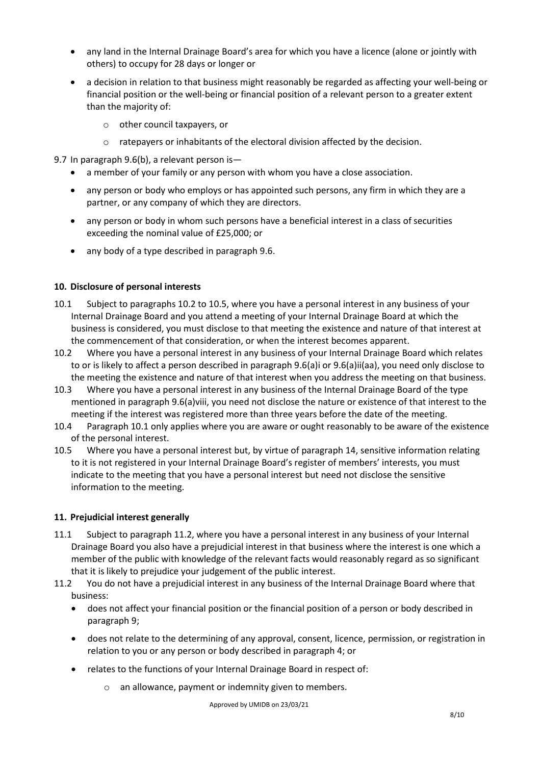- any land in the Internal Drainage Board's area for which you have a licence (alone or jointly with others) to occupy for 28 days or longer or
- a decision in relation to that business might reasonably be regarded as affecting your well-being or financial position or the well-being or financial position of a relevant person to a greater extent than the majority of:
    - other council taxpayers, or
    - ratepayers or inhabitants of the electoral division affected by the decision.

9.7 In paragraph 9.6(b), a relevant person is—

- a member of your family or any person with whom you have a close association.
- any person or body who employs or has appointed such persons, any firm in which they are a partner, or any company of which they are directors.
- any person or body in whom such persons have a beneficial interest in a class of securities exceeding the nominal value of £25,000; or
- any body of a type described in paragraph 9.6.

### 10. Disclosure of personal interests

10.1 Subject to paragraphs 10.2 to 10.5, where you have a personal interest in any business of your Internal Drainage Board and you attend a meeting of your Internal Drainage Board at which the business is considered, you must disclose to that meeting the existence and nature of that interest at the commencement of that consideration, or when the interest becomes apparent.

10.2 Where you have a personal interest in any business of your Internal Drainage Board which relates to or is likely to affect a person described in paragraph 9.6(a)i or 9.6(a)ii(aa), you need only disclose to the meeting the existence and nature of that interest when you address the meeting on that business.

10.3 Where you have a personal interest in any business of the Internal Drainage Board of the type mentioned in paragraph 9.6(a)viii, you need not disclose the nature or existence of that interest to the meeting if the interest was registered more than three years before the date of the meeting.

10.4 Paragraph 10.1 only applies where you are aware or ought reasonably to be aware of the existence of the personal interest.

10.5 Where you have a personal interest but, by virtue of paragraph 14, sensitive information relating to it is not registered in your Internal Drainage Board's register of members' interests, you must indicate to the meeting that you have a personal interest but need not disclose the sensitive information to the meeting.

### 11. Prejudicial interest generally

11.1 Subject to paragraph 11.2, where you have a personal interest in any business of your Internal Drainage Board you also have a prejudicial interest in that business where the interest is one which a member of the public with knowledge of the relevant facts would reasonably regard as so significant that it is likely to prejudice your judgement of the public interest.

11.2 You do not have a prejudicial interest in any business of the Internal Drainage Board where that business:

- does not affect your financial position or the financial position of a person or body described in paragraph 9;
- does not relate to the determining of any approval, consent, licence, permission, or registration in relation to you or any person or body described in paragraph 4; or
- relates to the functions of your Internal Drainage Board in respect of:
    - an allowance, payment or indemnity given to members.

Approved by UMIDB on 23/03/21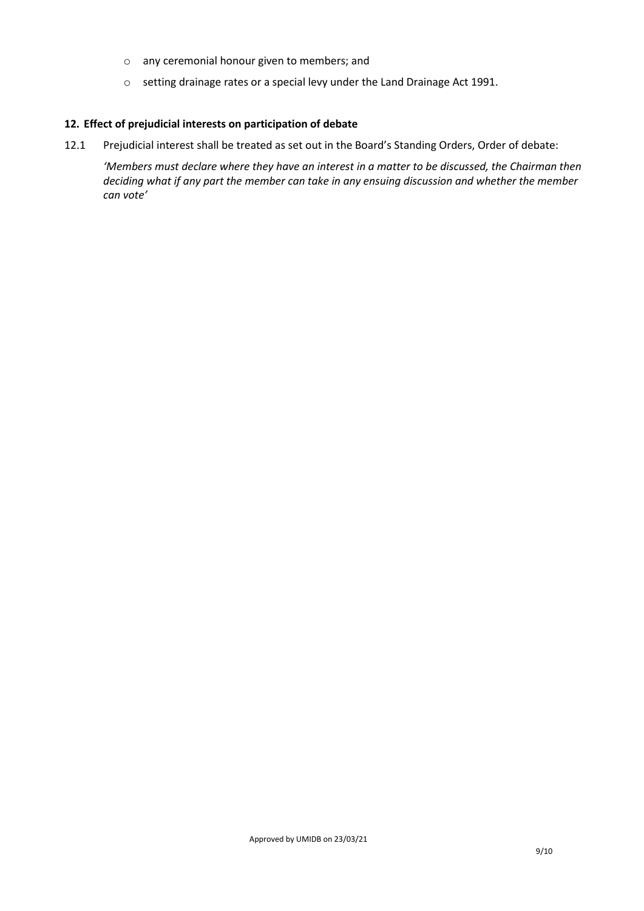- any ceremonial honour given to members; and
- setting drainage rates or a special levy under the Land Drainage Act 1991.

## 12. Effect of prejudicial interests on participation of debate

12.1 Prejudicial interest shall be treated as set out in the Board's Standing Orders, Order of debate:

*'Members must declare where they have an interest in a matter to be discussed, the Chairman then deciding what if any part the member can take in any ensuing discussion and whether the member can vote'*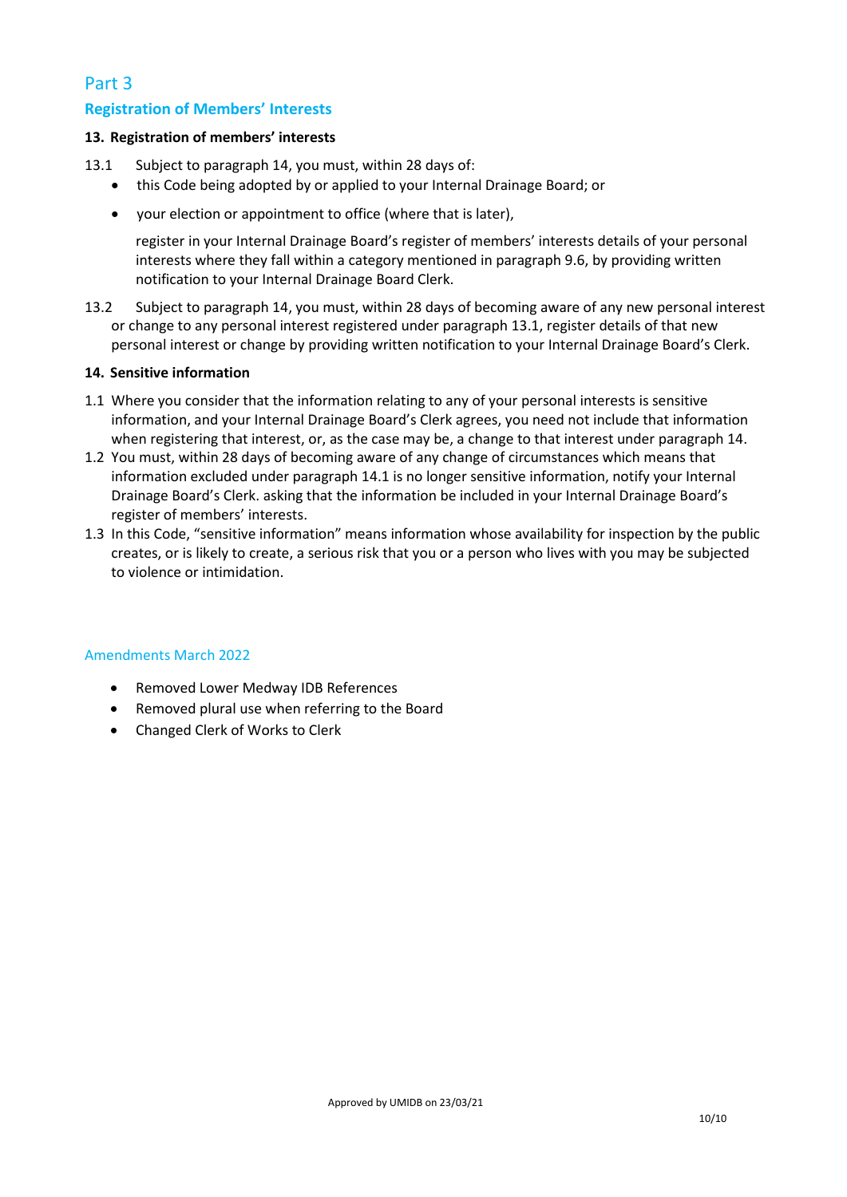## Part 3

### Registration of Members' Interests

**13. Registration of members' interests**

13.1 Subject to paragraph 14, you must, within 28 days of:

- this Code being adopted by or applied to your Internal Drainage Board; or
- your election or appointment to office (where that is later),

register in your Internal Drainage Board's register of members' interests details of your personal interests where they fall within a category mentioned in paragraph 9.6, by providing written notification to your Internal Drainage Board Clerk.

13.2 Subject to paragraph 14, you must, within 28 days of becoming aware of any new personal interest or change to any personal interest registered under paragraph 13.1, register details of that new personal interest or change by providing written notification to your Internal Drainage Board's Clerk.

**14. Sensitive information**

1.1 Where you consider that the information relating to any of your personal interests is sensitive information, and your Internal Drainage Board's Clerk agrees, you need not include that information when registering that interest, or, as the case may be, a change to that interest under paragraph 14.

1.2 You must, within 28 days of becoming aware of any change of circumstances which means that information excluded under paragraph 14.1 is no longer sensitive information, notify your Internal Drainage Board's Clerk. asking that the information be included in your Internal Drainage Board's register of members' interests.

1.3 In this Code, "sensitive information" means information whose availability for inspection by the public creates, or is likely to create, a serious risk that you or a person who lives with you may be subjected to violence or intimidation.

### Amendments March 2022

- Removed Lower Medway IDB References
- Removed plural use when referring to the Board
- Changed Clerk of Works to Clerk

Approved by UMIDB on 23/03/21